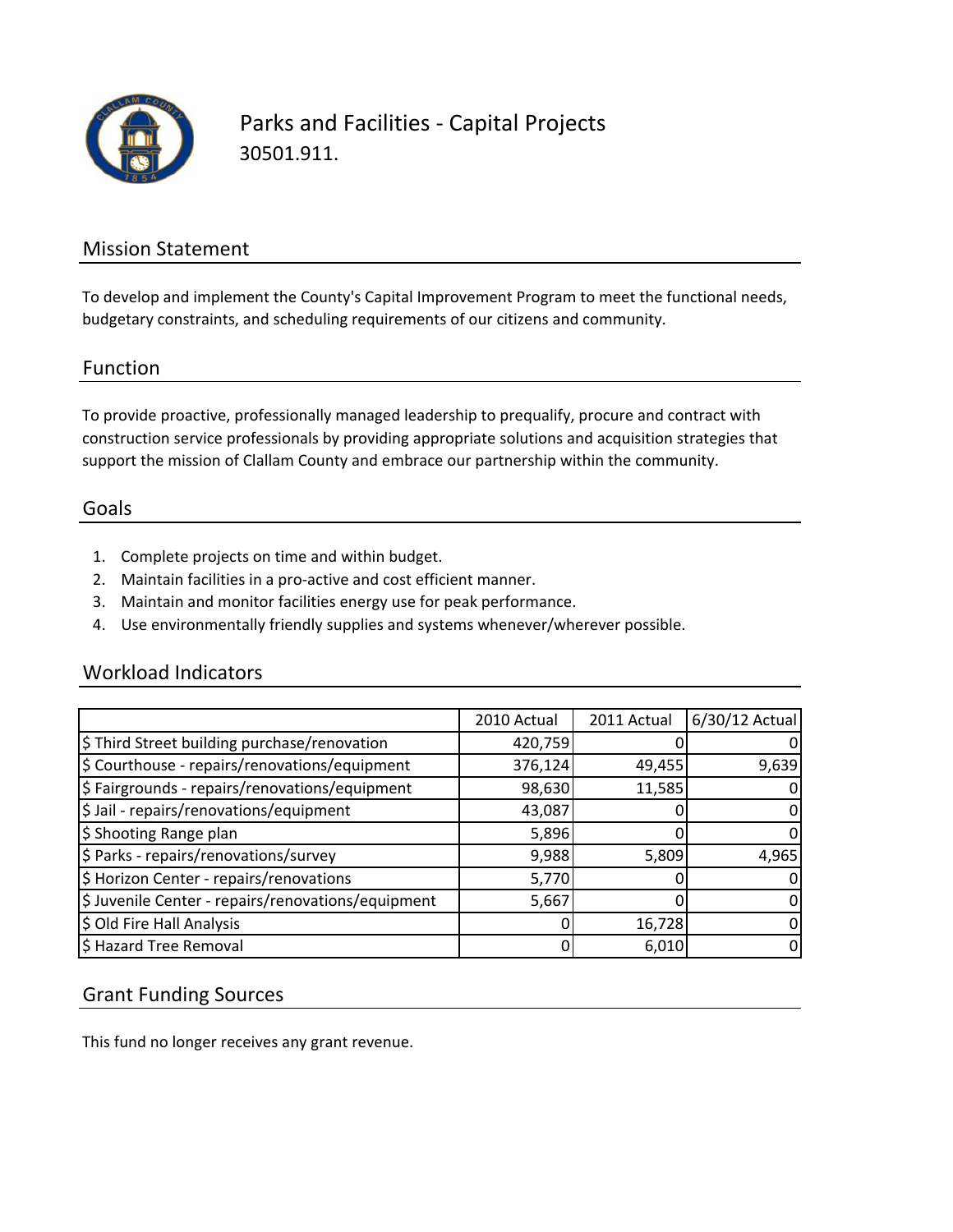# Parks and Facilities - Capital Projects

30501.911.

## Mission Statement

To develop and implement the County's Capital Improvement Program to meet the functional needs, budgetary constraints, and scheduling requirements of our citizens and community.

## Function

To provide proactive, professionally managed leadership to prequalify, procure and contract with construction service professionals by providing appropriate solutions and acquisition strategies that support the mission of Clallam County and embrace our partnership within the community.

## Goals

1. Complete projects on time and within budget.
2. Maintain facilities in a pro-active and cost efficient manner.
3. Maintain and monitor facilities energy use for peak performance.
4. Use environmentally friendly supplies and systems whenever/wherever possible.

## Workload Indicators

| | 2010 Actual | 2011 Actual | 6/30/12 Actual |
|---|---|---|---|
| $ Third Street building purchase/renovation | 420,759 | 0 | 0 |
| $ Courthouse - repairs/renovations/equipment | 376,124 | 49,455 | 9,639 |
| $ Fairgrounds - repairs/renovations/equipment | 98,630 | 11,585 | 0 |
| $ Jail - repairs/renovations/equipment | 43,087 | 0 | 0 |
| $ Shooting Range plan | 5,896 | 0 | 0 |
| $ Parks - repairs/renovations/survey | 9,988 | 5,809 | 4,965 |
| $ Horizon Center - repairs/renovations | 5,770 | 0 | 0 |
| $ Juvenile Center - repairs/renovations/equipment | 5,667 | 0 | 0 |
| $ Old Fire Hall Analysis | 0 | 16,728 | 0 |
| $ Hazard Tree Removal | 0 | 6,010 | 0 |

## Grant Funding Sources

This fund no longer receives any grant revenue.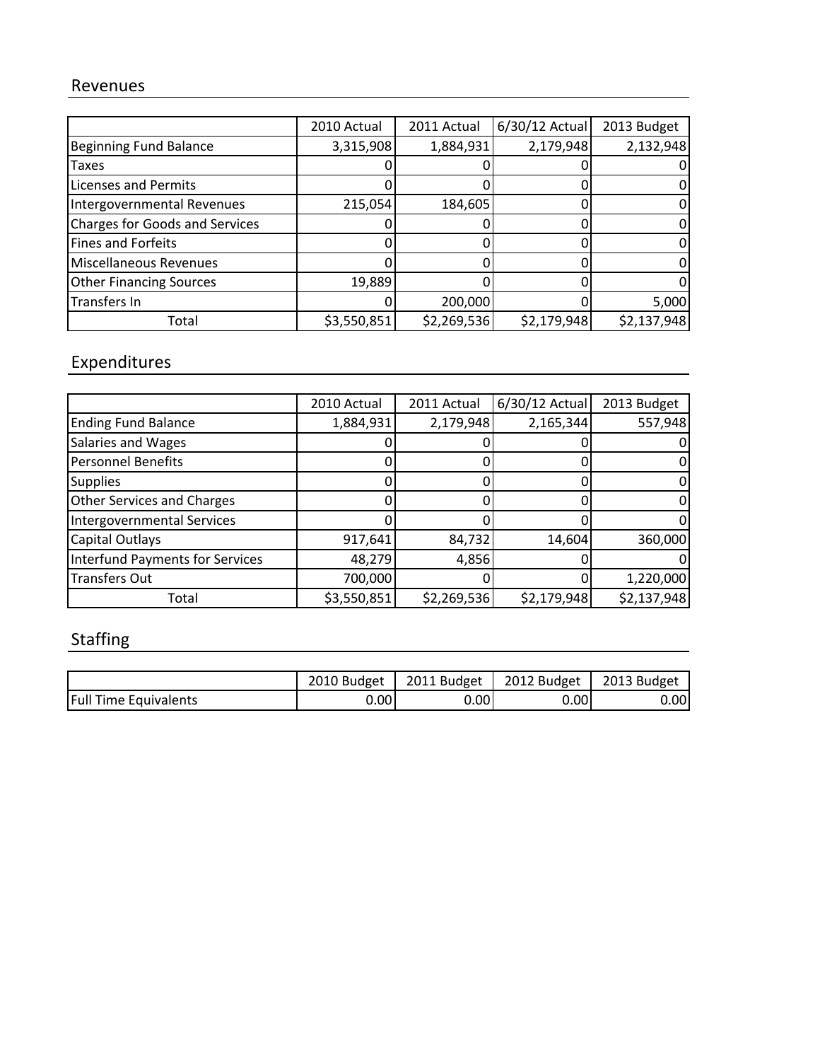## Revenues

| | 2010 Actual | 2011 Actual | 6/30/12 Actual | 2013 Budget |
|---|---|---|---|---|
| Beginning Fund Balance | 3,315,908 | 1,884,931 | 2,179,948 | 2,132,948 |
| Taxes | 0 | 0 | 0 | 0 |
| Licenses and Permits | 0 | 0 | 0 | 0 |
| Intergovernmental Revenues | 215,054 | 184,605 | 0 | 0 |
| Charges for Goods and Services | 0 | 0 | 0 | 0 |
| Fines and Forfeits | 0 | 0 | 0 | 0 |
| Miscellaneous Revenues | 0 | 0 | 0 | 0 |
| Other Financing Sources | 19,889 | 0 | 0 | 0 |
| Transfers In | 0 | 200,000 | 0 | 5,000 |
| Total | $3,550,851 | $2,269,536 | $2,179,948 | $2,137,948 |

## Expenditures

| | 2010 Actual | 2011 Actual | 6/30/12 Actual | 2013 Budget |
|---|---|---|---|---|
| Ending Fund Balance | 1,884,931 | 2,179,948 | 2,165,344 | 557,948 |
| Salaries and Wages | 0 | 0 | 0 | 0 |
| Personnel Benefits | 0 | 0 | 0 | 0 |
| Supplies | 0 | 0 | 0 | 0 |
| Other Services and Charges | 0 | 0 | 0 | 0 |
| Intergovernmental Services | 0 | 0 | 0 | 0 |
| Capital Outlays | 917,641 | 84,732 | 14,604 | 360,000 |
| Interfund Payments for Services | 48,279 | 4,856 | 0 | 0 |
| Transfers Out | 700,000 | 0 | 0 | 1,220,000 |
| Total | $3,550,851 | $2,269,536 | $2,179,948 | $2,137,948 |

## Staffing

| | 2010 Budget | 2011 Budget | 2012 Budget | 2013 Budget |
|---|---|---|---|---|
| Full Time Equivalents | 0.00 | 0.00 | 0.00 | 0.00 |